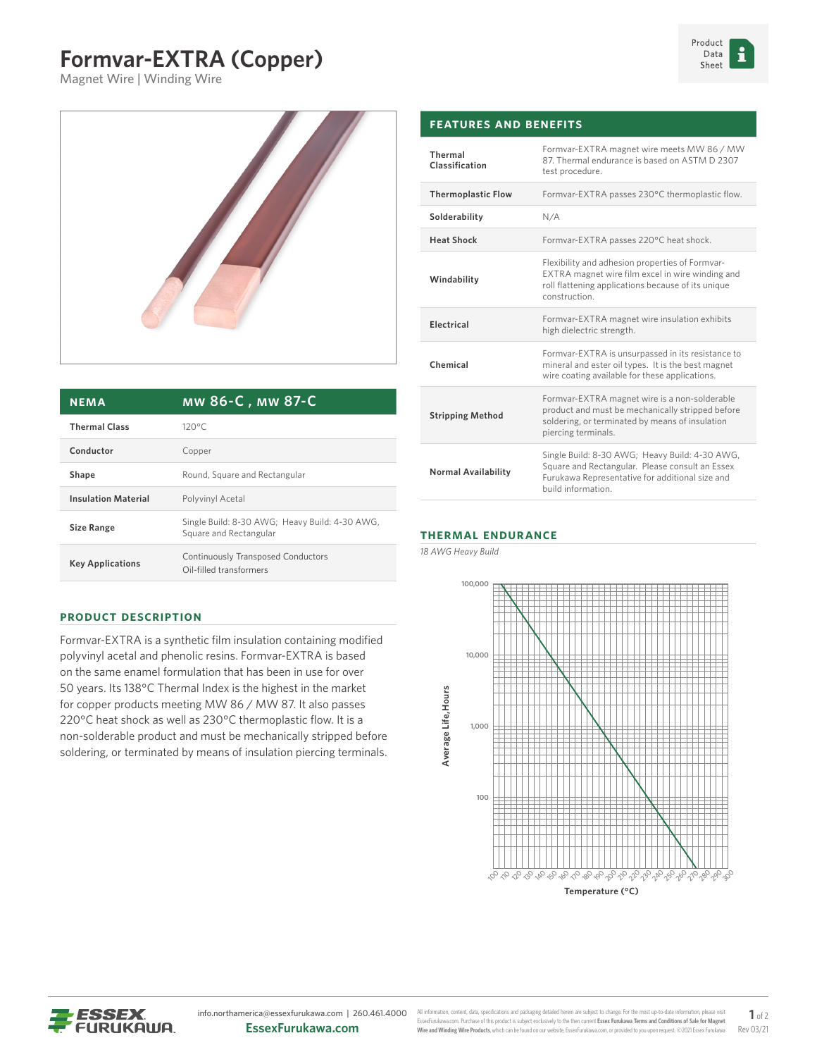# Formvar-EXTRA (Copper)

Magnet Wire | Winding Wire

Product Data Sheet

| NEMA | MW 86-C , MW 87-C |
|---|---|
| Thermal Class | 120°C |
| Conductor | Copper |
| Shape | Round, Square and Rectangular |
| Insulation Material | Polyvinyl Acetal |
| Size Range | Single Build: 8-30 AWG; Heavy Build: 4-30 AWG, Square and Rectangular |
| Key Applications | Continuously Transposed Conductors<br>Oil-filled transformers |

## PRODUCT DESCRIPTION

Formvar-EXTRA is a synthetic film insulation containing modified polyvinyl acetal and phenolic resins. Formvar-EXTRA is based on the same enamel formulation that has been in use for over 50 years. Its 138°C Thermal Index is the highest in the market for copper products meeting MW 86 / MW 87. It also passes 220°C heat shock as well as 230°C thermoplastic flow. It is a non-solderable product and must be mechanically stripped before soldering, or terminated by means of insulation piercing terminals.

## FEATURES AND BENEFITS

| | |
|---|---|
| Thermal Classification | Formvar-EXTRA magnet wire meets MW 86 / MW 87. Thermal endurance is based on ASTM D 2307 test procedure. |
| Thermoplastic Flow | Formvar-EXTRA passes 230°C thermoplastic flow. |
| Solderability | N/A |
| Heat Shock | Formvar-EXTRA passes 220°C heat shock. |
| Windability | Flexibility and adhesion properties of Formvar-EXTRA magnet wire film excel in wire winding and roll flattening applications because of its unique construction. |
| Electrical | Formvar-EXTRA magnet wire insulation exhibits high dielectric strength. |
| Chemical | Formvar-EXTRA is unsurpassed in its resistance to mineral and ester oil types. It is the best magnet wire coating available for these applications. |
| Stripping Method | Formvar-EXTRA magnet wire is a non-solderable product and must be mechanically stripped before soldering, or terminated by means of insulation piercing terminals. |
| Normal Availability | Single Build: 8-30 AWG; Heavy Build: 4-30 AWG, Square and Rectangular. Please consult an Essex Furukawa Representative for additional size and build information. |

## THERMAL ENDURANCE

*18 AWG Heavy Build*

Average Life, Hours (100 – 100,000) vs. Temperature (°C) (100 – 300)

info.northamerica@essexfurukawa.com | 260.461.4000
EssexFurukawa.com

All information, content, data, specifications and packaging detailed herein are subject to change. For the most up-to-date information, please visit EssexFurukawa.com. Purchase of this product is subject exclusively to the then current **Essex Furukawa Terms and Conditions of Sale for Magnet Wire and Winding Wire Products**, which can be found on our website, EssexFurukawa.com, or provided to you upon request. ©2021 Essex Furukawa

Rev 03/21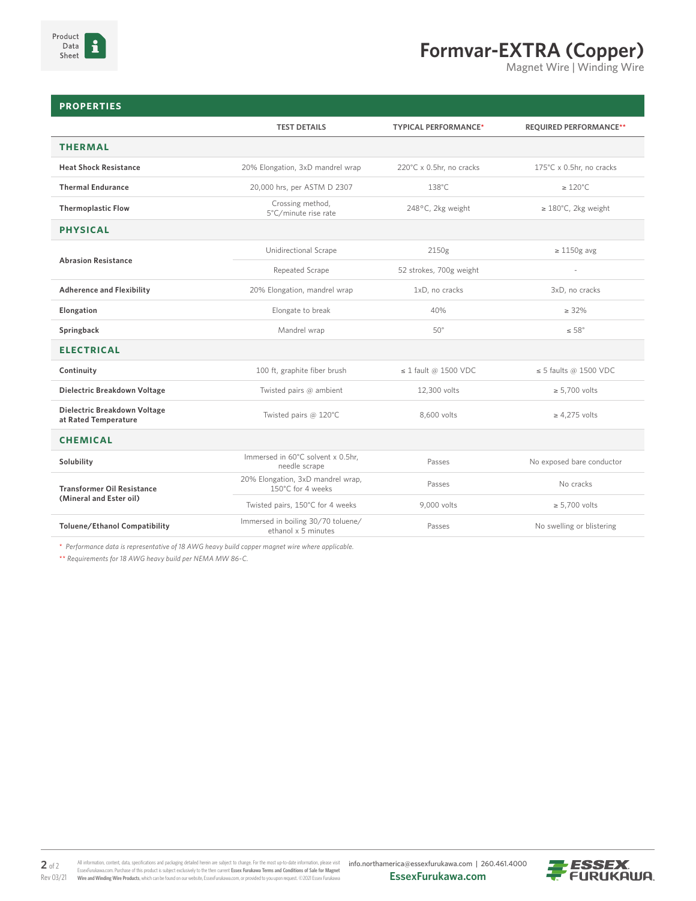# Formvar-EXTRA (Copper)

Magnet Wire | Winding Wire

## PROPERTIES

| | TEST DETAILS | TYPICAL PERFORMANCE* | REQUIRED PERFORMANCE** |
|---|---|---|---|
| **THERMAL** | | | |
| **Heat Shock Resistance** | 20% Elongation, 3xD mandrel wrap | 220°C x 0.5hr, no cracks | 175°C x 0.5hr, no cracks |
| **Thermal Endurance** | 20,000 hrs, per ASTM D 2307 | 138°C | ≥ 120°C |
| **Thermoplastic Flow** | Crossing method, 5°C/minute rise rate | 248°C, 2kg weight | ≥ 180°C, 2kg weight |
| **PHYSICAL** | | | |
| **Abrasion Resistance** | Unidirectional Scrape | 2150g | ≥ 1150g avg |
| | Repeated Scrape | 52 strokes, 700g weight | - |
| **Adherence and Flexibility** | 20% Elongation, mandrel wrap | 1xD, no cracks | 3xD, no cracks |
| **Elongation** | Elongate to break | 40% | ≥ 32% |
| **Springback** | Mandrel wrap | 50° | ≤ 58° |
| **ELECTRICAL** | | | |
| **Continuity** | 100 ft, graphite fiber brush | ≤ 1 fault @ 1500 VDC | ≤ 5 faults @ 1500 VDC |
| **Dielectric Breakdown Voltage** | Twisted pairs @ ambient | 12,300 volts | ≥ 5,700 volts |
| **Dielectric Breakdown Voltage at Rated Temperature** | Twisted pairs @ 120°C | 8,600 volts | ≥ 4,275 volts |
| **CHEMICAL** | | | |
| **Solubility** | Immersed in 60°C solvent x 0.5hr, needle scrape | Passes | No exposed bare conductor |
| **Transformer Oil Resistance (Mineral and Ester oil)** | 20% Elongation, 3xD mandrel wrap, 150°C for 4 weeks | Passes | No cracks |
| | Twisted pairs, 150°C for 4 weeks | 9,000 volts | ≥ 5,700 volts |
| **Toluene/Ethanol Compatibility** | Immersed in boiling 30/70 toluene/ethanol x 5 minutes | Passes | No swelling or blistering |

*\* Performance data is representative of 18 AWG heavy build copper magnet wire where applicable.*

*\*\* Requirements for 18 AWG heavy build per NEMA MW 86-C.*

All information, content, data, specifications and packaging detailed herein are subject to change. For the most up-to-date information, please visit EssexFurukawa.com. Purchase of this product is subject exclusively to the then current **Essex Furukawa Terms and Conditions of Sale for Magnet Wire and Winding Wire Products**, which can be found on our website, EssexFurukawa.com, or provided to you upon request. ©2021 Essex Furukawa

Rev 03/21

info.northamerica@essexfurukawa.com | 260.461.4000

**EssexFurukawa.com**